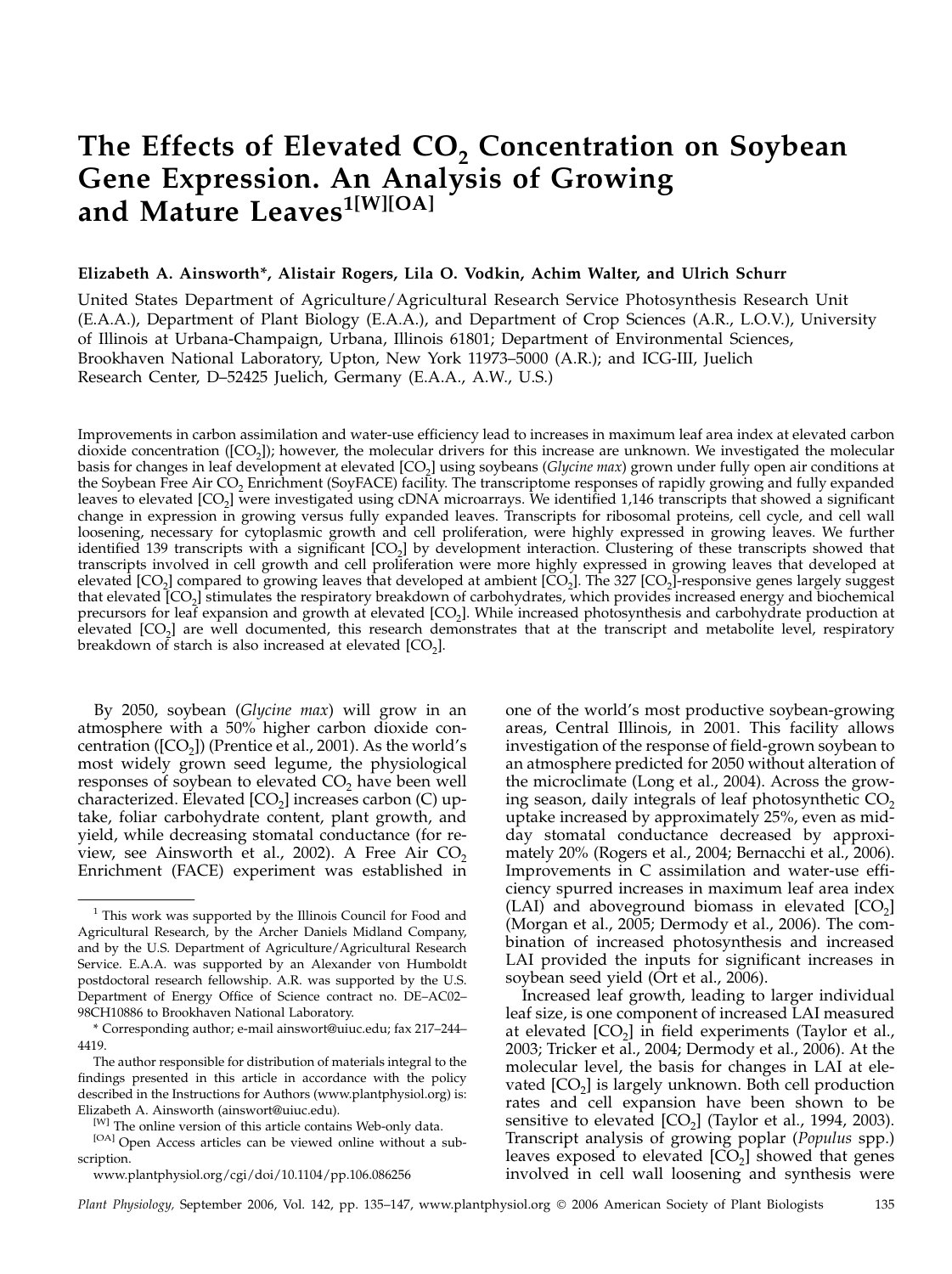# The Effects of Elevated $CO_2$ Concentration on Soybean Gene Expression. An Analysis of Growing and Mature Leaves[1[W][OA]]

**Elizabeth A. Ainsworth\*, Alistair Rogers, Lila O. Vodkin, Achim Walter, and Ulrich Schurr**

United States Department of Agriculture/Agricultural Research Service Photosynthesis Research Unit (E.A.A.), Department of Plant Biology (E.A.A.), and Department of Crop Sciences (A.R., L.O.V.), University of Illinois at Urbana-Champaign, Urbana, Illinois 61801; Department of Environmental Sciences, Brookhaven National Laboratory, Upton, New York 11973–5000 (A.R.); and ICG-III, Juelich Research Center, D–52425 Juelich, Germany (E.A.A., A.W., U.S.)

Improvements in carbon assimilation and water-use efficiency lead to increases in maximum leaf area index at elevated carbon dioxide concentration ([$CO_2$]); however, the molecular drivers for this increase are unknown. We investigated the molecular basis for changes in leaf development at elevated [$CO_2$] using soybeans (*Glycine max*) grown under fully open air conditions at the Soybean Free Air $CO_2$ Enrichment (SoyFACE) facility. The transcriptome responses of rapidly growing and fully expanded leaves to elevated [$CO_2$] were investigated using cDNA microarrays. We identified 1,146 transcripts that showed a significant change in expression in growing versus fully expanded leaves. Transcripts for ribosomal proteins, cell cycle, and cell wall loosening, necessary for cytoplasmic growth and cell proliferation, were highly expressed in growing leaves. We further identified 139 transcripts with a significant [$CO_2$] by development interaction. Clustering of these transcripts showed that transcripts involved in cell growth and cell proliferation were more highly expressed in growing leaves that developed at elevated [$CO_2$] compared to growing leaves that developed at ambient [$CO_2$]. The 327 [$CO_2$]-responsive genes largely suggest that elevated [$CO_2$] stimulates the respiratory breakdown of carbohydrates, which provides increased energy and biochemical precursors for leaf expansion and growth at elevated [$CO_2$]. While increased photosynthesis and carbohydrate production at elevated [$CO_2$] are well documented, this research demonstrates that at the transcript and metabolite level, respiratory breakdown of starch is also increased at elevated [$CO_2$].

By 2050, soybean (*Glycine max*) will grow in an atmosphere with a 50% higher carbon dioxide concentration ([$CO_2$]) (Prentice et al., 2001). As the world's most widely grown seed legume, the physiological responses of soybean to elevated $CO_2$ have been well characterized. Elevated [$CO_2$] increases carbon (C) uptake, foliar carbohydrate content, plant growth, and yield, while decreasing stomatal conductance (for review, see Ainsworth et al., 2002). A Free Air $CO_2$ Enrichment (FACE) experiment was established in one of the world's most productive soybean-growing areas, Central Illinois, in 2001. This facility allows investigation of the response of field-grown soybean to an atmosphere predicted for 2050 without alteration of the microclimate (Long et al., 2004). Across the growing season, daily integrals of leaf photosynthetic $CO_2$ uptake increased by approximately 25%, even as midday stomatal conductance decreased by approximately 20% (Rogers et al., 2004; Bernacchi et al., 2006). Improvements in C assimilation and water-use efficiency spurred increases in maximum leaf area index (LAI) and aboveground biomass in elevated [$CO_2$] (Morgan et al., 2005; Dermody et al., 2006). The combination of increased photosynthesis and increased LAI provided the inputs for significant increases in soybean seed yield (Ort et al., 2006).

Increased leaf growth, leading to larger individual leaf size, is one component of increased LAI measured at elevated [$CO_2$] in field experiments (Taylor et al., 2003; Tricker et al., 2004; Dermody et al., 2006). At the molecular level, the basis for changes in LAI at elevated [$CO_2$] is largely unknown. Both cell production rates and cell expansion have been shown to be sensitive to elevated [$CO_2$] (Taylor et al., 1994, 2003). Transcript analysis of growing poplar (*Populus* spp.) leaves exposed to elevated [$CO_2$] showed that genes involved in cell wall loosening and synthesis were

---

[1] This work was supported by the Illinois Council for Food and Agricultural Research, by the Archer Daniels Midland Company, and by the U.S. Department of Agriculture/Agricultural Research Service. E.A.A. was supported by an Alexander von Humboldt postdoctoral research fellowship. A.R. was supported by the U.S. Department of Energy Office of Science contract no. DE–AC02–98CH10886 to Brookhaven National Laboratory.

\* Corresponding author; e-mail ainswort@uiuc.edu; fax 217–244–4419.

The author responsible for distribution of materials integral to the findings presented in this article in accordance with the policy described in the Instructions for Authors (www.plantphysiol.org) is: Elizabeth A. Ainsworth (ainswort@uiuc.edu).

[W] The online version of this article contains Web-only data.

[OA] Open Access articles can be viewed online without a subscription.

www.plantphysiol.org/cgi/doi/10.1104/pp.106.086256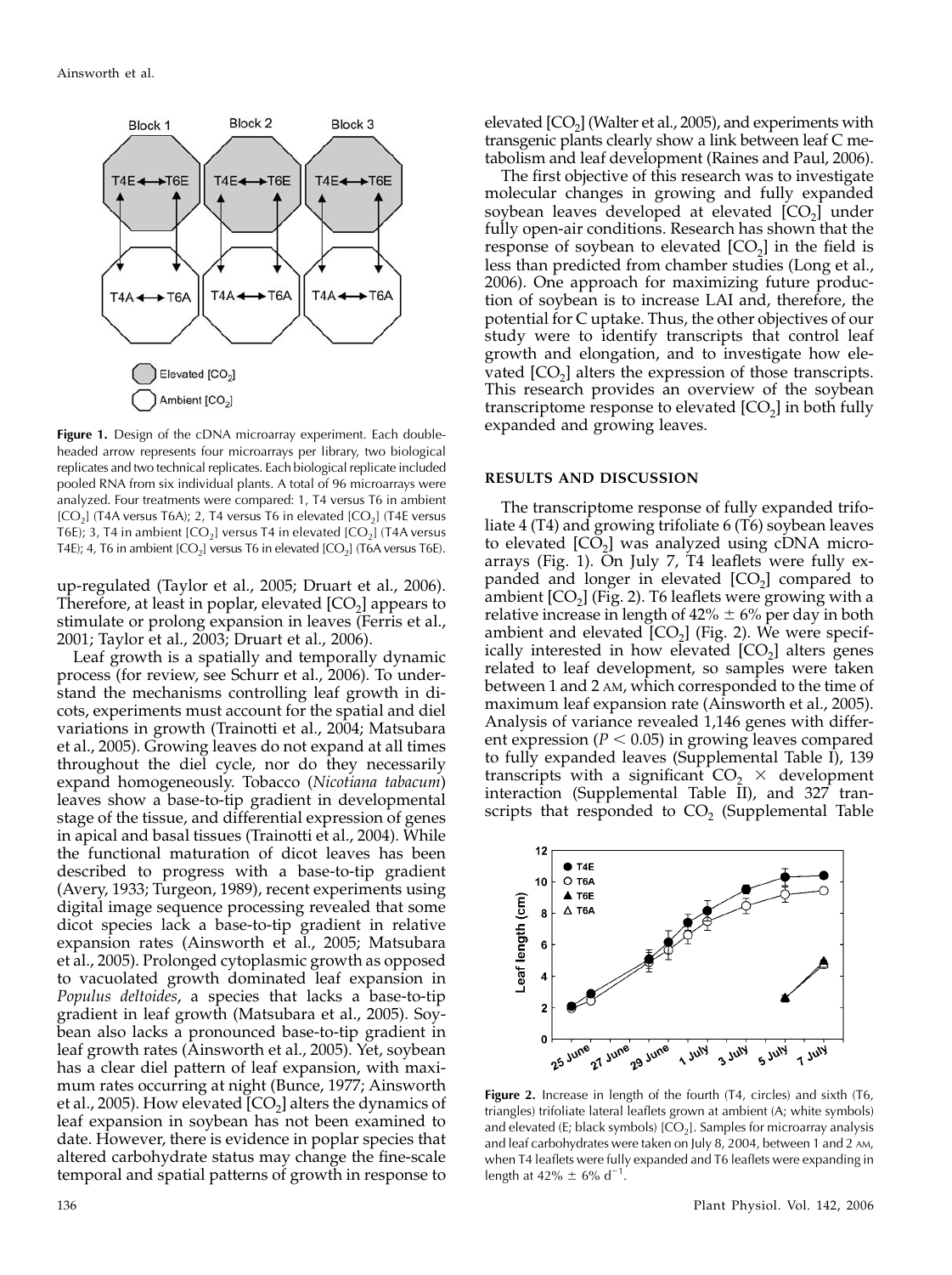**Figure 1.** Design of the cDNA microarray experiment. Each double-headed arrow represents four microarrays per library, two biological replicates and two technical replicates. Each biological replicate included pooled RNA from six individual plants. A total of 96 microarrays were analyzed. Four treatments were compared: 1, T4 versus T6 in ambient [$CO_2$] (T4A versus T6A); 2, T4 versus T6 in elevated [$CO_2$] (T4E versus T6E); 3, T4 in ambient [$CO_2$] versus T4 in elevated [$CO_2$] (T4A versus T4E); 4, T6 in ambient [$CO_2$] versus T6 in elevated [$CO_2$] (T6A versus T6E).

up-regulated (Taylor et al., 2005; Druart et al., 2006). Therefore, at least in poplar, elevated [$CO_2$] appears to stimulate or prolong expansion in leaves (Ferris et al., 2001; Taylor et al., 2003; Druart et al., 2006).

Leaf growth is a spatially and temporally dynamic process (for review, see Schurr et al., 2006). To understand the mechanisms controlling leaf growth in dicots, experiments must account for the spatial and diel variations in growth (Trainotti et al., 2004; Matsubara et al., 2005). Growing leaves do not expand at all times throughout the diel cycle, nor do they necessarily expand homogeneously. Tobacco (*Nicotiana tabacum*) leaves show a base-to-tip gradient in developmental stage of the tissue, and differential expression of genes in apical and basal tissues (Trainotti et al., 2004). While the functional maturation of dicot leaves has been described to progress with a base-to-tip gradient (Avery, 1933; Turgeon, 1989), recent experiments using digital image sequence processing revealed that some dicot species lack a base-to-tip gradient in relative expansion rates (Ainsworth et al., 2005; Matsubara et al., 2005). Prolonged cytoplasmic growth as opposed to vacuolated growth dominated leaf expansion in *Populus deltoides*, a species that lacks a base-to-tip gradient in leaf growth (Matsubara et al., 2005). Soybean also lacks a pronounced base-to-tip gradient in leaf growth rates (Ainsworth et al., 2005). Yet, soybean has a clear diel pattern of leaf expansion, with maximum rates occurring at night (Bunce, 1977; Ainsworth et al., 2005). How elevated [$CO_2$] alters the dynamics of leaf expansion in soybean has not been examined to date. However, there is evidence in poplar species that altered carbohydrate status may change the fine-scale temporal and spatial patterns of growth in response to elevated [$CO_2$] (Walter et al., 2005), and experiments with transgenic plants clearly show a link between leaf C metabolism and leaf development (Raines and Paul, 2006).

The first objective of this research was to investigate molecular changes in growing and fully expanded soybean leaves developed at elevated [$CO_2$] under fully open-air conditions. Research has shown that the response of soybean to elevated [$CO_2$] in the field is less than predicted from chamber studies (Long et al., 2006). One approach for maximizing future production of soybean is to increase LAI and, therefore, the potential for C uptake. Thus, the other objectives of our study were to identify transcripts that control leaf growth and elongation, and to investigate how elevated [$CO_2$] alters the expression of those transcripts. This research provides an overview of the soybean transcriptome response to elevated [$CO_2$] in both fully expanded and growing leaves.

## RESULTS AND DISCUSSION

The transcriptome response of fully expanded trifoliate 4 (T4) and growing trifoliate 6 (T6) soybean leaves to elevated [$CO_2$] was analyzed using cDNA microarrays (Fig. 1). On July 7, T4 leaflets were fully expanded and longer in elevated [$CO_2$] compared to ambient [$CO_2$] (Fig. 2). T6 leaflets were growing with a relative increase in length of 42% $\pm$ 6% per day in both ambient and elevated [$CO_2$] (Fig. 2). We were specifically interested in how elevated [$CO_2$] alters genes related to leaf development, so samples were taken between 1 and 2 AM, which corresponded to the time of maximum leaf expansion rate (Ainsworth et al., 2005). Analysis of variance revealed 1,146 genes with different expression ($P < 0.05$) in growing leaves compared to fully expanded leaves (Supplemental Table I), 139 transcripts with a significant $CO_2$ $\times$ development interaction (Supplemental Table II), and 327 transcripts that responded to $CO_2$ (Supplemental Table

**Figure 2.** Increase in length of the fourth (T4, circles) and sixth (T6, triangles) trifoliate lateral leaflets grown at ambient (A; white symbols) and elevated (E; black symbols) [$CO_2$]. Samples for microarray analysis and leaf carbohydrates were taken on July 8, 2004, between 1 and 2 AM, when T4 leaflets were fully expanded and T6 leaflets were expanding in length at 42% $\pm$ 6% $d^{-1}$.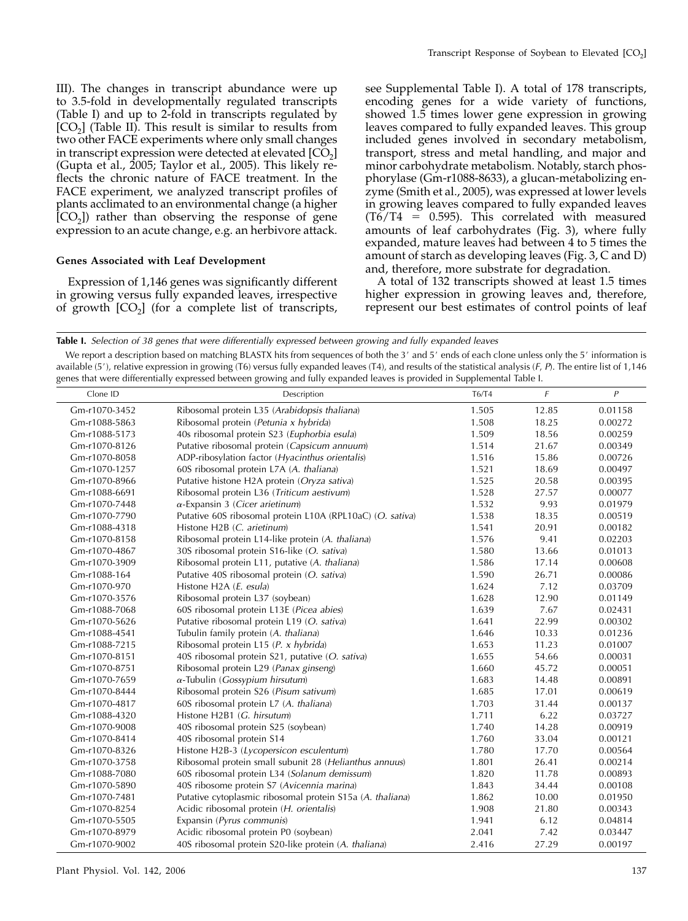III). The changes in transcript abundance were up to 3.5-fold in developmentally regulated transcripts (Table I) and up to 2-fold in transcripts regulated by [$CO_2$] (Table II). This result is similar to results from two other FACE experiments where only small changes in transcript expression were detected at elevated [$CO_2$] (Gupta et al., 2005; Taylor et al., 2005). This likely reflects the chronic nature of FACE treatment. In the FACE experiment, we analyzed transcript profiles of plants acclimated to an environmental change (a higher [$CO_2$]) rather than observing the response of gene expression to an acute change, e.g. an herbivore attack.

#### Genes Associated with Leaf Development

Expression of 1,146 genes was significantly different in growing versus fully expanded leaves, irrespective of growth [$CO_2$] (for a complete list of transcripts, see Supplemental Table I). A total of 178 transcripts, encoding genes for a wide variety of functions, showed 1.5 times lower gene expression in growing leaves compared to fully expanded leaves. This group included genes involved in secondary metabolism, transport, stress and metal handling, and major and minor carbohydrate metabolism. Notably, starch phosphorylase (Gm-r1088-8633), a glucan-metabolizing enzyme (Smith et al., 2005), was expressed at lower levels in growing leaves compared to fully expanded leaves (T6/T4 = 0.595). This correlated with measured amounts of leaf carbohydrates (Fig. 3), where fully expanded, mature leaves had between 4 to 5 times the amount of starch as developing leaves (Fig. 3, C and D) and, therefore, more substrate for degradation.

A total of 132 transcripts showed at least 1.5 times higher expression in growing leaves and, therefore, represent our best estimates of control points of leaf

**Table I.** *Selection of 38 genes that were differentially expressed between growing and fully expanded leaves*

We report a description based on matching BLASTX hits from sequences of both the 3′ and 5′ ends of each clone unless only the 5′ information is available (5′), relative expression in growing (T6) versus fully expanded leaves (T4), and results of the statistical analysis (*F*, *P*). The entire list of 1,146 genes that were differentially expressed between growing and fully expanded leaves is provided in Supplemental Table I.

| Clone ID | Description | T6/T4 | *F* | *P* |
|---|---|---|---|---|
| Gm-r1070-3452 | Ribosomal protein L35 (*Arabidopsis thaliana*) | 1.505 | 12.85 | 0.01158 |
| Gm-r1088-5863 | Ribosomal protein (*Petunia x hybrida*) | 1.508 | 18.25 | 0.00272 |
| Gm-r1088-5173 | 40s ribosomal protein S23 (*Euphorbia esula*) | 1.509 | 18.56 | 0.00259 |
| Gm-r1070-8126 | Putative ribosomal protein (*Capsicum annuum*) | 1.514 | 21.67 | 0.00349 |
| Gm-r1070-8058 | ADP-ribosylation factor (*Hyacinthus orientalis*) | 1.516 | 15.86 | 0.00726 |
| Gm-r1070-1257 | 60S ribosomal protein L7A (*A. thaliana*) | 1.521 | 18.69 | 0.00497 |
| Gm-r1070-8966 | Putative histone H2A protein (*Oryza sativa*) | 1.525 | 20.58 | 0.00395 |
| Gm-r1088-6691 | Ribosomal protein L36 (*Triticum aestivum*) | 1.528 | 27.57 | 0.00077 |
| Gm-r1070-7448 | α-Expansin 3 (*Cicer arietinum*) | 1.532 | 9.93 | 0.01979 |
| Gm-r1070-7790 | Putative 60S ribosomal protein L10A (RPL10aC) (*O. sativa*) | 1.538 | 18.35 | 0.00519 |
| Gm-r1088-4318 | Histone H2B (*C. arietinum*) | 1.541 | 20.91 | 0.00182 |
| Gm-r1070-8158 | Ribosomal protein L14-like protein (*A. thaliana*) | 1.576 | 9.41 | 0.02203 |
| Gm-r1070-4867 | 30S ribosomal protein S16-like (*O. sativa*) | 1.580 | 13.66 | 0.01013 |
| Gm-r1070-3909 | Ribosomal protein L11, putative (*A. thaliana*) | 1.586 | 17.14 | 0.00608 |
| Gm-r1088-164 | Putative 40S ribosomal protein (*O. sativa*) | 1.590 | 26.71 | 0.00086 |
| Gm-r1070-970 | Histone H2A (*E. esula*) | 1.624 | 7.12 | 0.03709 |
| Gm-r1070-3576 | Ribosomal protein L37 (soybean) | 1.628 | 12.90 | 0.01149 |
| Gm-r1088-7068 | 60S ribosomal protein L13E (*Picea abies*) | 1.639 | 7.67 | 0.02431 |
| Gm-r1070-5626 | Putative ribosomal protein L19 (*O. sativa*) | 1.641 | 22.99 | 0.00302 |
| Gm-r1088-4541 | Tubulin family protein (*A. thaliana*) | 1.646 | 10.33 | 0.01236 |
| Gm-r1088-7215 | Ribosomal protein L15 (*P. x hybrida*) | 1.653 | 11.23 | 0.01007 |
| Gm-r1070-8151 | 40S ribosomal protein S21, putative (*O. sativa*) | 1.655 | 54.66 | 0.00031 |
| Gm-r1070-8751 | Ribosomal protein L29 (*Panax ginseng*) | 1.660 | 45.72 | 0.00051 |
| Gm-r1070-7659 | α-Tubulin (*Gossypium hirsutum*) | 1.683 | 14.48 | 0.00891 |
| Gm-r1070-8444 | Ribosomal protein S26 (*Pisum sativum*) | 1.685 | 17.01 | 0.00619 |
| Gm-r1070-4817 | 60S ribosomal protein L7 (*A. thaliana*) | 1.703 | 31.44 | 0.00137 |
| Gm-r1088-4320 | Histone H2B1 (*G. hirsutum*) | 1.711 | 6.22 | 0.03727 |
| Gm-r1070-9008 | 40S ribosomal protein S25 (soybean) | 1.740 | 14.28 | 0.00919 |
| Gm-r1070-8414 | 40S ribosomal protein S14 | 1.760 | 33.04 | 0.00121 |
| Gm-r1070-8326 | Histone H2B-3 (*Lycopersicon esculentum*) | 1.780 | 17.70 | 0.00564 |
| Gm-r1070-3758 | Ribosomal protein small subunit 28 (*Helianthus annuus*) | 1.801 | 26.41 | 0.00214 |
| Gm-r1088-7080 | 60S ribosomal protein L34 (*Solanum demissum*) | 1.820 | 11.78 | 0.00893 |
| Gm-r1070-5890 | 40S ribosome protein S7 (*Avicennia marina*) | 1.843 | 34.44 | 0.00108 |
| Gm-r1070-7481 | Putative cytoplasmic ribosomal protein S15a (*A. thaliana*) | 1.862 | 10.00 | 0.01950 |
| Gm-r1070-8254 | Acidic ribosomal protein (*H. orientalis*) | 1.908 | 21.80 | 0.00343 |
| Gm-r1070-5505 | Expansin (*Pyrus communis*) | 1.941 | 6.12 | 0.04814 |
| Gm-r1070-8979 | Acidic ribosomal protein P0 (soybean) | 2.041 | 7.42 | 0.03447 |
| Gm-r1070-9002 | 40S ribosomal protein S20-like protein (*A. thaliana*) | 2.416 | 27.29 | 0.00197 |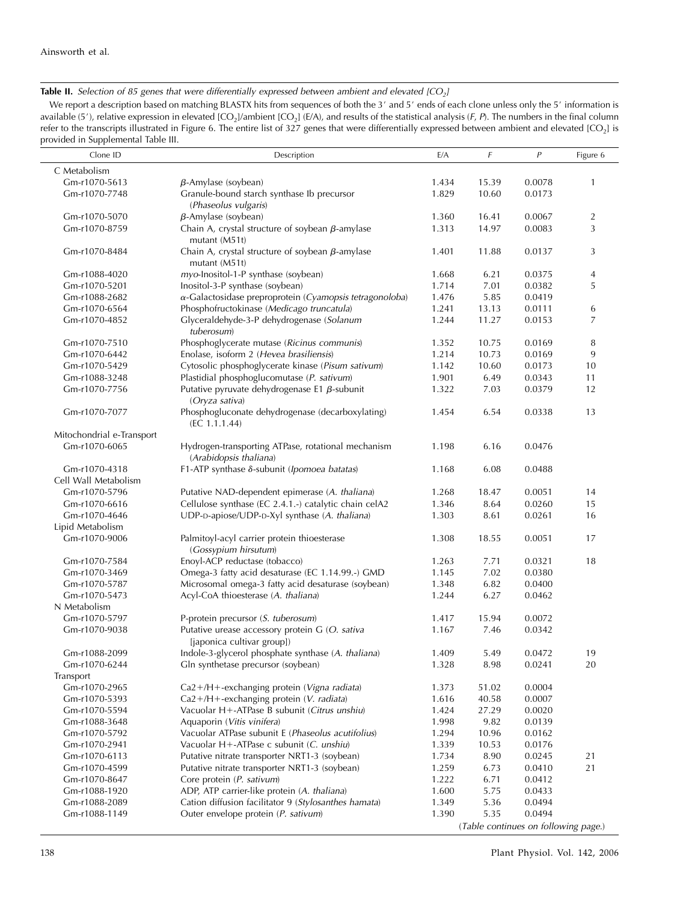**Table II.** *Selection of 85 genes that were differentially expressed between ambient and elevated [$CO_2$]*

We report a description based on matching BLASTX hits from sequences of both the 3′ and 5′ ends of each clone unless only the 5′ information is available (5′), relative expression in elevated [$CO_2$]/ambient [$CO_2$] (E/A), and results of the statistical analysis ($F$, $P$). The numbers in the final column refer to the transcripts illustrated in Figure 6. The entire list of 327 genes that were differentially expressed between ambient and elevated [$CO_2$] is provided in Supplemental Table III.

| Clone ID | Description | E/A | $F$ | $P$ | Figure 6 |
|---|---|---|---|---|---|
| C Metabolism | | | | | |
| Gm-r1070-5613 | β-Amylase (soybean) | 1.434 | 15.39 | 0.0078 | 1 |
| Gm-r1070-7748 | Granule-bound starch synthase Ib precursor (*Phaseolus vulgaris*) | 1.829 | 10.60 | 0.0173 | |
| Gm-r1070-5070 | β-Amylase (soybean) | 1.360 | 16.41 | 0.0067 | 2 |
| Gm-r1070-8759 | Chain A, crystal structure of soybean β-amylase mutant (M51t) | 1.313 | 14.97 | 0.0083 | 3 |
| Gm-r1070-8484 | Chain A, crystal structure of soybean β-amylase mutant (M51t) | 1.401 | 11.88 | 0.0137 | 3 |
| Gm-r1088-4020 | *myo*-Inositol-1-P synthase (soybean) | 1.668 | 6.21 | 0.0375 | 4 |
| Gm-r1070-5201 | Inositol-3-P synthase (soybean) | 1.714 | 7.01 | 0.0382 | 5 |
| Gm-r1088-2682 | α-Galactosidase preproprotein (*Cyamopsis tetragonoloba*) | 1.476 | 5.85 | 0.0419 | |
| Gm-r1070-6564 | Phosphofructokinase (*Medicago truncatula*) | 1.241 | 13.13 | 0.0111 | 6 |
| Gm-r1070-4852 | Glyceraldehyde-3-P dehydrogenase (*Solanum tuberosum*) | 1.244 | 11.27 | 0.0153 | 7 |
| Gm-r1070-7510 | Phosphoglycerate mutase (*Ricinus communis*) | 1.352 | 10.75 | 0.0169 | 8 |
| Gm-r1070-6442 | Enolase, isoform 2 (*Hevea brasiliensis*) | 1.214 | 10.73 | 0.0169 | 9 |
| Gm-r1070-5429 | Cytosolic phosphoglycerate kinase (*Pisum sativum*) | 1.142 | 10.60 | 0.0173 | 10 |
| Gm-r1088-3248 | Plastidial phosphoglucomutase (*P. sativum*) | 1.901 | 6.49 | 0.0343 | 11 |
| Gm-r1070-7756 | Putative pyruvate dehydrogenase E1 β-subunit (*Oryza sativa*) | 1.322 | 7.03 | 0.0379 | 12 |
| Gm-r1070-7077 | Phosphogluconate dehydrogenase (decarboxylating) (EC 1.1.1.44) | 1.454 | 6.54 | 0.0338 | 13 |
| Mitochondrial e-Transport | | | | | |
| Gm-r1070-6065 | Hydrogen-transporting ATPase, rotational mechanism (*Arabidopsis thaliana*) | 1.198 | 6.16 | 0.0476 | |
| Gm-r1070-4318 | F1-ATP synthase δ-subunit (*Ipomoea batatas*) | 1.168 | 6.08 | 0.0488 | |
| Cell Wall Metabolism | | | | | |
| Gm-r1070-5796 | Putative NAD-dependent epimerase (*A. thaliana*) | 1.268 | 18.47 | 0.0051 | 14 |
| Gm-r1070-6616 | Cellulose synthase (EC 2.4.1.-) catalytic chain celA2 | 1.346 | 8.64 | 0.0260 | 15 |
| Gm-r1070-4646 | UDP-D-apiose/UDP-D-Xyl synthase (*A. thaliana*) | 1.303 | 8.61 | 0.0261 | 16 |
| Lipid Metabolism | | | | | |
| Gm-r1070-9006 | Palmitoyl-acyl carrier protein thioesterase (*Gossypium hirsutum*) | 1.308 | 18.55 | 0.0051 | 17 |
| Gm-r1070-7584 | Enoyl-ACP reductase (tobacco) | 1.263 | 7.71 | 0.0321 | 18 |
| Gm-r1070-3469 | Omega-3 fatty acid desaturase (EC 1.14.99.-) GMD | 1.145 | 7.02 | 0.0380 | |
| Gm-r1070-5787 | Microsomal omega-3 fatty acid desaturase (soybean) | 1.348 | 6.82 | 0.0400 | |
| Gm-r1070-5473 | Acyl-CoA thioesterase (*A. thaliana*) | 1.244 | 6.27 | 0.0462 | |
| N Metabolism | | | | | |
| Gm-r1070-5797 | P-protein precursor (*S. tuberosum*) | 1.417 | 15.94 | 0.0072 | |
| Gm-r1070-9038 | Putative urease accessory protein G (*O. sativa* [japonica cultivar group]) | 1.167 | 7.46 | 0.0342 | |
| Gm-r1088-2099 | Indole-3-glycerol phosphate synthase (*A. thaliana*) | 1.409 | 5.49 | 0.0472 | 19 |
| Gm-r1070-6244 | Gln synthetase precursor (soybean) | 1.328 | 8.98 | 0.0241 | 20 |
| Transport | | | | | |
| Gm-r1070-2965 | Ca2+/H+-exchanging protein (*Vigna radiata*) | 1.373 | 51.02 | 0.0004 | |
| Gm-r1070-5393 | Ca2+/H+-exchanging protein (*V. radiata*) | 1.616 | 40.58 | 0.0007 | |
| Gm-r1070-5594 | Vacuolar H+-ATPase B subunit (*Citrus unshiu*) | 1.424 | 27.29 | 0.0020 | |
| Gm-r1088-3648 | Aquaporin (*Vitis vinifera*) | 1.998 | 9.82 | 0.0139 | |
| Gm-r1070-5792 | Vacuolar ATPase subunit E (*Phaseolus acutifolius*) | 1.294 | 10.96 | 0.0162 | |
| Gm-r1070-2941 | Vacuolar H+-ATPase c subunit (*C. unshiu*) | 1.339 | 10.53 | 0.0176 | |
| Gm-r1070-6113 | Putative nitrate transporter NRT1-3 (soybean) | 1.734 | 8.90 | 0.0245 | 21 |
| Gm-r1070-4599 | Putative nitrate transporter NRT1-3 (soybean) | 1.259 | 6.73 | 0.0410 | 21 |
| Gm-r1070-8647 | Core protein (*P. sativum*) | 1.222 | 6.71 | 0.0412 | |
| Gm-r1088-1920 | ADP, ATP carrier-like protein (*A. thaliana*) | 1.600 | 5.75 | 0.0433 | |
| Gm-r1088-2089 | Cation diffusion facilitator 9 (*Stylosanthes hamata*) | 1.349 | 5.36 | 0.0494 | |
| Gm-r1088-1149 | Outer envelope protein (*P. sativum*) | 1.390 | 5.35 | 0.0494 | |

(*Table continues on following page.*)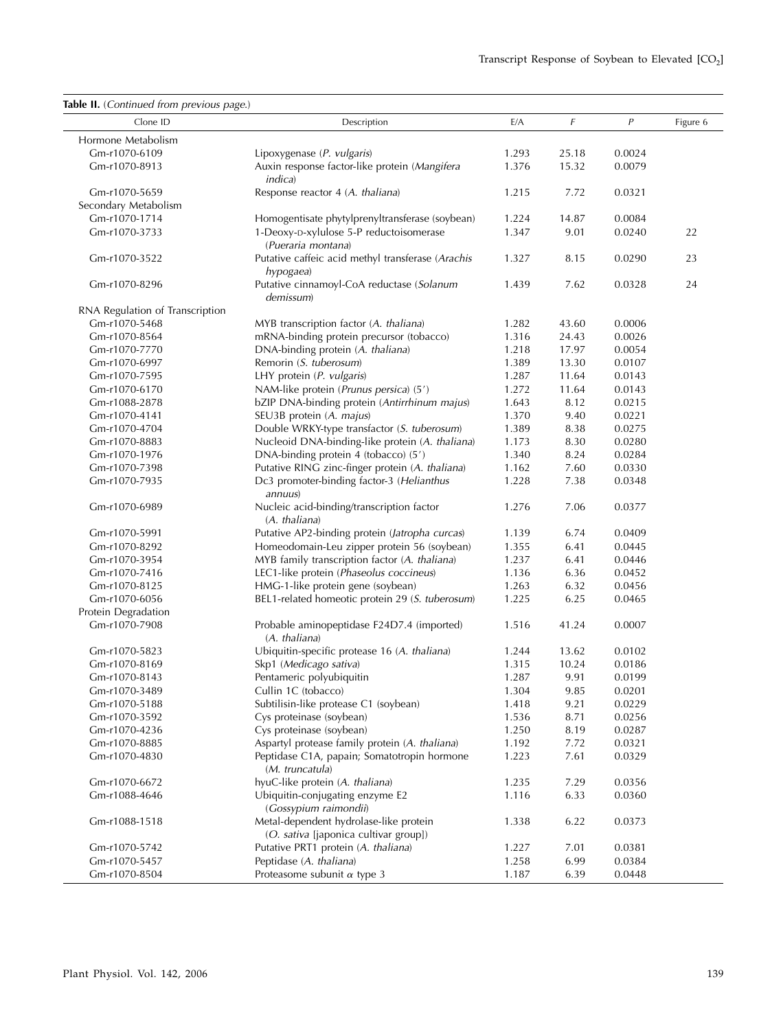**Table II.** (*Continued from previous page.*)

| Clone ID | Description | E/A | *F* | *P* | Figure 6 |
|---|---|---|---|---|---|
| Hormone Metabolism | | | | | |
| Gm-r1070-6109 | Lipoxygenase (*P. vulgaris*) | 1.293 | 25.18 | 0.0024 | |
| Gm-r1070-8913 | Auxin response factor-like protein (*Mangifera indica*) | 1.376 | 15.32 | 0.0079 | |
| Gm-r1070-5659 | Response reactor 4 (*A. thaliana*) | 1.215 | 7.72 | 0.0321 | |
| Secondary Metabolism | | | | | |
| Gm-r1070-1714 | Homogentisate phytylprenyltransferase (soybean) | 1.224 | 14.87 | 0.0084 | |
| Gm-r1070-3733 | 1-Deoxy-D-xylulose 5-P reductoisomerase (*Pueraria montana*) | 1.347 | 9.01 | 0.0240 | 22 |
| Gm-r1070-3522 | Putative caffeic acid methyl transferase (*Arachis hypogaea*) | 1.327 | 8.15 | 0.0290 | 23 |
| Gm-r1070-8296 | Putative cinnamoyl-CoA reductase (*Solanum demissum*) | 1.439 | 7.62 | 0.0328 | 24 |
| RNA Regulation of Transcription | | | | | |
| Gm-r1070-5468 | MYB transcription factor (*A. thaliana*) | 1.282 | 43.60 | 0.0006 | |
| Gm-r1070-8564 | mRNA-binding protein precursor (tobacco) | 1.316 | 24.43 | 0.0026 | |
| Gm-r1070-7770 | DNA-binding protein (*A. thaliana*) | 1.218 | 17.97 | 0.0054 | |
| Gm-r1070-6997 | Remorin (*S. tuberosum*) | 1.389 | 13.30 | 0.0107 | |
| Gm-r1070-7595 | LHY protein (*P. vulgaris*) | 1.287 | 11.64 | 0.0143 | |
| Gm-r1070-6170 | NAM-like protein (*Prunus persica*) (5′) | 1.272 | 11.64 | 0.0143 | |
| Gm-r1088-2878 | bZIP DNA-binding protein (*Antirrhinum majus*) | 1.643 | 8.12 | 0.0215 | |
| Gm-r1070-4141 | SEU3B protein (*A. majus*) | 1.370 | 9.40 | 0.0221 | |
| Gm-r1070-4704 | Double WRKY-type transfactor (*S. tuberosum*) | 1.389 | 8.38 | 0.0275 | |
| Gm-r1070-8883 | Nucleoid DNA-binding-like protein (*A. thaliana*) | 1.173 | 8.30 | 0.0280 | |
| Gm-r1070-1976 | DNA-binding protein 4 (tobacco) (5′) | 1.340 | 8.24 | 0.0284 | |
| Gm-r1070-7398 | Putative RING zinc-finger protein (*A. thaliana*) | 1.162 | 7.60 | 0.0330 | |
| Gm-r1070-7935 | Dc3 promoter-binding factor-3 (*Helianthus annuus*) | 1.228 | 7.38 | 0.0348 | |
| Gm-r1070-6989 | Nucleic acid-binding/transcription factor (*A. thaliana*) | 1.276 | 7.06 | 0.0377 | |
| Gm-r1070-5991 | Putative AP2-binding protein (*Jatropha curcas*) | 1.139 | 6.74 | 0.0409 | |
| Gm-r1070-8292 | Homeodomain-Leu zipper protein 56 (soybean) | 1.355 | 6.41 | 0.0445 | |
| Gm-r1070-3954 | MYB family transcription factor (*A. thaliana*) | 1.237 | 6.41 | 0.0446 | |
| Gm-r1070-7416 | LEC1-like protein (*Phaseolus coccineus*) | 1.136 | 6.36 | 0.0452 | |
| Gm-r1070-8125 | HMG-1-like protein gene (soybean) | 1.263 | 6.32 | 0.0456 | |
| Gm-r1070-6056 | BEL1-related homeotic protein 29 (*S. tuberosum*) | 1.225 | 6.25 | 0.0465 | |
| Protein Degradation | | | | | |
| Gm-r1070-7908 | Probable aminopeptidase F24D7.4 (imported) (*A. thaliana*) | 1.516 | 41.24 | 0.0007 | |
| Gm-r1070-5823 | Ubiquitin-specific protease 16 (*A. thaliana*) | 1.244 | 13.62 | 0.0102 | |
| Gm-r1070-8169 | Skp1 (*Medicago sativa*) | 1.315 | 10.24 | 0.0186 | |
| Gm-r1070-8143 | Pentameric polyubiquitin | 1.287 | 9.91 | 0.0199 | |
| Gm-r1070-3489 | Cullin 1C (tobacco) | 1.304 | 9.85 | 0.0201 | |
| Gm-r1070-5188 | Subtilisin-like protease C1 (soybean) | 1.418 | 9.21 | 0.0229 | |
| Gm-r1070-3592 | Cys proteinase (soybean) | 1.536 | 8.71 | 0.0256 | |
| Gm-r1070-4236 | Cys proteinase (soybean) | 1.250 | 8.19 | 0.0287 | |
| Gm-r1070-8885 | Aspartyl protease family protein (*A. thaliana*) | 1.192 | 7.72 | 0.0321 | |
| Gm-r1070-4830 | Peptidase C1A, papain; Somatotropin hormone (*M. truncatula*) | 1.223 | 7.61 | 0.0329 | |
| Gm-r1070-6672 | hyuC-like protein (*A. thaliana*) | 1.235 | 7.29 | 0.0356 | |
| Gm-r1088-4646 | Ubiquitin-conjugating enzyme E2 (*Gossypium raimondii*) | 1.116 | 6.33 | 0.0360 | |
| Gm-r1088-1518 | Metal-dependent hydrolase-like protein (*O. sativa* [japonica cultivar group]) | 1.338 | 6.22 | 0.0373 | |
| Gm-r1070-5742 | Putative PRT1 protein (*A. thaliana*) | 1.227 | 7.01 | 0.0381 | |
| Gm-r1070-5457 | Peptidase (*A. thaliana*) | 1.258 | 6.99 | 0.0384 | |
| Gm-r1070-8504 | Proteasome subunit $\alpha$ type 3 | 1.187 | 6.39 | 0.0448 | |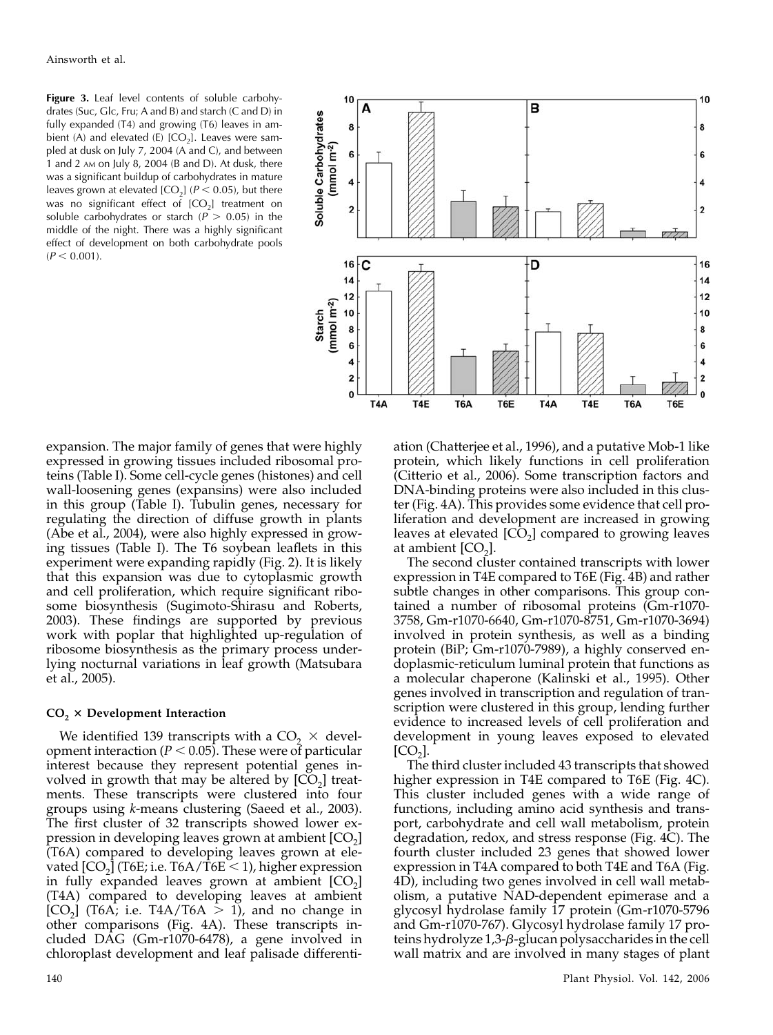**Figure 3.** Leaf level contents of soluble carbohydrates (Suc, Glc, Fru; A and B) and starch (C and D) in fully expanded (T4) and growing (T6) leaves in ambient (A) and elevated (E) $[CO_2]$. Leaves were sampled at dusk on July 7, 2004 (A and C), and between 1 and 2 AM on July 8, 2004 (B and D). At dusk, there was a significant buildup of carbohydrates in mature leaves grown at elevated $[CO_2]$ ($P < 0.05$), but there was no significant effect of $[CO_2]$ treatment on soluble carbohydrates or starch ($P > 0.05$) in the middle of the night. There was a highly significant effect of development on both carbohydrate pools ($P < 0.001$).

expansion. The major family of genes that were highly expressed in growing tissues included ribosomal proteins (Table I). Some cell-cycle genes (histones) and cell wall-loosening genes (expansins) were also included in this group (Table I). Tubulin genes, necessary for regulating the direction of diffuse growth in plants (Abe et al., 2004), were also highly expressed in growing tissues (Table I). The T6 soybean leaflets in this experiment were expanding rapidly (Fig. 2). It is likely that this expansion was due to cytoplasmic growth and cell proliferation, which require significant ribosome biosynthesis (Sugimoto-Shirasu and Roberts, 2003). These findings are supported by previous work with poplar that highlighted up-regulation of ribosome biosynthesis as the primary process underlying nocturnal variations in leaf growth (Matsubara et al., 2005).

### $CO_2$ × Development Interaction

We identified 139 transcripts with a $CO_2$ × development interaction ($P < 0.05$). These were of particular interest because they represent potential genes involved in growth that may be altered by $[CO_2]$ treatments. These transcripts were clustered into four groups using *k*-means clustering (Saeed et al., 2003). The first cluster of 32 transcripts showed lower expression in developing leaves grown at ambient $[CO_2]$ (T6A) compared to developing leaves grown at elevated $[CO_2]$ (T6E; i.e. T6A/T6E < 1), higher expression in fully expanded leaves grown at ambient $[CO_2]$ (T4A) compared to developing leaves at ambient $[CO_2]$ (T6A; i.e. T4A/T6A > 1), and no change in other comparisons (Fig. 4A). These transcripts included DAG (Gm-r1070-6478), a gene involved in chloroplast development and leaf palisade differentiation (Chatterjee et al., 1996), and a putative Mob-1 like protein, which likely functions in cell proliferation (Citterio et al., 2006). Some transcription factors and DNA-binding proteins were also included in this cluster (Fig. 4A). This provides some evidence that cell proliferation and development are increased in growing leaves at elevated $[CO_2]$ compared to growing leaves at ambient $[CO_2]$.

The second cluster contained transcripts with lower expression in T4E compared to T6E (Fig. 4B) and rather subtle changes in other comparisons. This group contained a number of ribosomal proteins (Gm-r1070-3758, Gm-r1070-6640, Gm-r1070-8751, Gm-r1070-3694) involved in protein synthesis, as well as a binding protein (BiP; Gm-r1070-7989), a highly conserved endoplasmic-reticulum luminal protein that functions as a molecular chaperone (Kalinski et al., 1995). Other genes involved in transcription and regulation of transcription were clustered in this group, lending further evidence to increased levels of cell proliferation and development in young leaves exposed to elevated $[CO_2]$.

The third cluster included 43 transcripts that showed higher expression in T4E compared to T6E (Fig. 4C). This cluster included genes with a wide range of functions, including amino acid synthesis and transport, carbohydrate and cell wall metabolism, protein degradation, redox, and stress response (Fig. 4C). The fourth cluster included 23 genes that showed lower expression in T4A compared to both T4E and T6A (Fig. 4D), including two genes involved in cell wall metabolism, a putative NAD-dependent epimerase and a glycosyl hydrolase family 17 protein (Gm-r1070-5796 and Gm-r1070-767). Glycosyl hydrolase family 17 proteins hydrolyze 1,3-$\beta$-glucan polysaccharides in the cell wall matrix and are involved in many stages of plant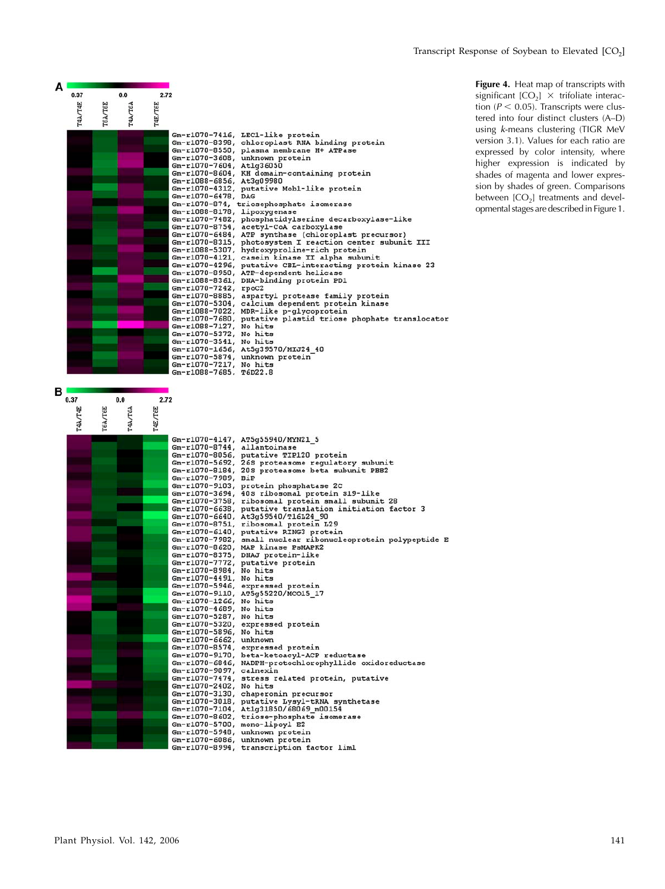**A**

0.37 0.0 2.72

T4A/T4E | TEA/TEE | T4A/TEA | T4E/TEE

- Gm-r1070-7416, LEC1-like protein
- Gm-r1070-8398, chloroplast RNA binding protein
- Gm-r1070-8550, plasma membrane H+ ATPase
- Gm-r1070-3608, unknown protein
- Gm-r1070-7604, At1g36050
- Gm-r1070-8604, KH domain-containing protein
- Gm-r1088-6856, At3g09980
- Gm-r1070-4312, putative Mob1-like protein
- Gm-r1070-6478, DAG
- Gm-r1070-874, triosephosphate isomerase
- Gm-r1088-8178, lipoxygenase
- Gm-r1070-7482, phosphatidylserine decarboxylase-like
- Gm-r1070-8754, acetyl-CoA carboxylase
- Gm-r1070-6484, ATP synthase (chloroplast precursor)
- Gm-r1070-8315, photosystem I reaction center subunit III
- Gm-r1088-5307, hydroxyproline-rich protein
- Gm-r1070-4121, casein kinase II alpha subunit
- Gm-r1070-4296, putative CBL-interacting protein kinase 23
- Gm-r1070-8950, ATP-dependent helicase
- Gm-r1088-8361, DNA-binding protein PD1
- Gm-r1070-7242, rpoC2
- Gm-r1070-8885, aspartyl protease family protein
- Gm-r1070-5304, calcium dependent protein kinase
- Gm-r1088-7022, MDR-like p-glycoprotein
- Gm-r1070-7680, putative plastid triose phophate translocator
- Gm-r1088-7127, No hits
- Gm-r1070-5372, No hits
- Gm-r1070-3541, No hits
- Gm-r1070-1656, At5g39570/MIJ24_40
- Gm-r1070-5874, unknown protein
- Gm-r1070-7217, No hits
- Gm-r1088-7685, T6D22.8

**B**

0.37 0.0 2.72

T4A/T4E | TEA/TEE | T4A/TEA | T4E/TEE

- Gm-r1070-4147, AT5g55940/MYN21_5
- Gm-r1070-8744, allantoinase
- Gm-r1070-8056, putative TIP120 protein
- Gm-r1070-5692, 26S proteasome regulatory subunit
- Gm-r1070-8184, 20S proteasome beta subunit PBB2
- Gm-r1070-7989, BiP
- Gm-r1070-9103, protein phosphatase 2C
- Gm-r1070-3694, 40S ribosomal protein S19-like
- Gm-r1070-3758, ribosomal protein small subunit 28
- Gm-r1070-6638, putative translation initiation factor 3
- Gm-r1070-6640, At3g59540/T16L24_90
- Gm-r1070-8751, ribosomal protein L29
- Gm-r1070-6140, putative RING3 protein
- Gm-r1070-7982, small nuclear ribonucleoprotein polypeptide E
- Gm-r1070-8620, MAP kinase PsMAPK2
- Gm-r1070-8375, DNAJ protein-like
- Gm-r1070-7772, putative protein
- Gm-r1070-8984, No hits
- Gm-r1070-4491, No hits
- Gm-r1070-5946, expressed protein
- Gm-r1070-9110, AT5g55220/MCO15_17
- Gm-r1070-1266, No hits
- Gm-r1070-4689, No hits
- Gm-r1070-5287, No hits
- Gm-r1070-5320, expressed protein
- Gm-r1070-5896, No hits
- Gm-r1070-6662, unknown
- Gm-r1070-8574, expressed protein
- Gm-r1070-9170, beta-ketoacyl-ACP reductase
- Gm-r1070-6846, NADPH-protochlorophyllide oxidoreductase
- Gm-r1070-9097, calnexin
- Gm-r1070-7474, stress related protein, putative
- Gm-r1070-2402, No hits
- Gm-r1070-3130, chaperonin precursor
- Gm-r1070-3018, putative Lysyl-tRNA synthetase
- Gm-r1070-7104, At1g31850/68069_m00154
- Gm-r1070-8602, triose-phosphate isomerase
- Gm-r1070-5700, mono-lipoyl E2
- Gm-r1070-5948, unknown protein
- Gm-r1070-6086, unknown protein
- Gm-r1070-8994, transcription factor Lim1

**Figure 4.** Heat map of transcripts with significant [$CO_2$] × trifoliate interaction ($P < 0.05$). Transcripts were clustered into four distinct clusters (A–D) using *k*-means clustering (TIGR MeV version 3.1). Values for each ratio are expressed by color intensity, where higher expression is indicated by shades of magenta and lower expression by shades of green. Comparisons between [$CO_2$] treatments and developmental stages are described in Figure 1.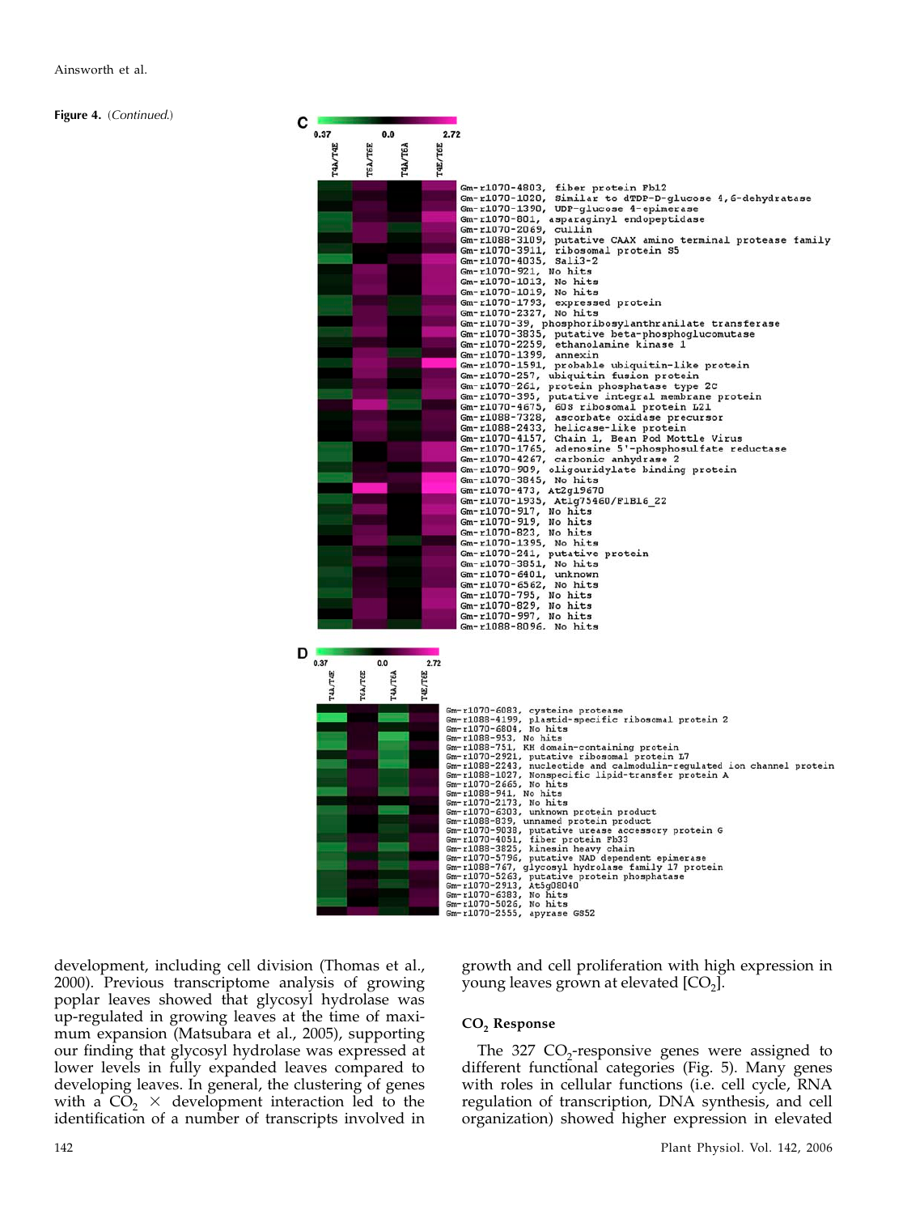**Figure 4.** (*Continued*.)

**C**

0.37 0.0 2.72

T4A/T4E T6A/T6E T4A/T6A T4E/T6E

Gm-r1070-4803, fiber protein Fb12
Gm-r1070-1020, Similar to dTDP-D-glucose 4,6-dehydratase
Gm-r1070-1390, UDP-glucose 4-epimerase
Gm-r1070-801, asparaginyl endopeptidase
Gm-r1070-2069, cullin
Gm-r1088-3109, putative CAAX amino terminal protease family
Gm-r1070-3911, ribosomal protein S5
Gm-r1070-4035, Sali3-2
Gm-r1070-921, No hits
Gm-r1070-1013, No hits
Gm-r1070-1019, No hits
Gm-r1070-1793, expressed protein
Gm-r1070-2327, No hits
Gm-r1070-39, phosphoribosylanthranilate transferase
Gm-r1070-3835, putative beta-phosphoglucomutase
Gm-r1070-2259, ethanolamine kinase 1
Gm-r1070-1399, annexin
Gm-r1070-1591, probable ubiquitin-like protein
Gm-r1070-257, ubiquitin fusion protein
Gm-r1070-261, protein phosphatase type 2C
Gm-r1070-395, putative integral membrane protein
Gm-r1070-4675, 60S ribosomal protein L21
Gm-r1088-7328, ascorbate oxidase precursor
Gm-r1088-2433, helicase-like protein
Gm-r1070-4157, Chain 1, Bean Pod Mottle Virus
Gm-r1070-1765, adenosine 5'-phosphosulfate reductase
Gm-r1070-4267, carbonic anhydrase 2
Gm-r1070-909, oligouridylate binding protein
Gm-r1070-3845, No hits
Gm-r1070-473, At2g19670
Gm-r1070-1935, At1g75460/F1B16_22
Gm-r1070-917, No hits
Gm-r1070-919, No hits
Gm-r1070-823, No hits
Gm-r1070-1395, No hits
Gm-r1070-241, putative protein
Gm-r1070-3851, No hits
Gm-r1070-6401, unknown
Gm-r1070-6562, No hits
Gm-r1070-795, No hits
Gm-r1070-829, No hits
Gm-r1070-997, No hits
Gm-r1088-8096, No hits

**D**

0.37 0.0 2.72

T4A/T4E T6A/T6E T4A/T6A T4E/T6E

Gm-r1070-6083, cysteine protease
Gm-r1088-4199, plastid-specific ribosomal protein 2
Gm-r1070-6804, No hits
Gm-r1088-953, No hits
Gm-r1088-751, KH domain-containing protein
Gm-r1070-2921, putative ribosomal protein L7
Gm-r1088-2243, nucleotide and calmodulin-regulated ion channel protein
Gm-r1088-1027, Nonspecific lipid-transfer protein A
Gm-r1070-2665, No hits
Gm-r1088-941, No hits
Gm-r1070-2173, No hits
Gm-r1070-6303, unknown protein product
Gm-r1088-839, unnamed protein product
Gm-r1070-9038, putative urease accessory protein G
Gm-r1070-4051, fiber protein Fb33
Gm-r1088-3825, kinesin heavy chain
Gm-r1070-5796, putative NAD dependent epimerase
Gm-r1088-767, glycosyl hydrolase family 17 protein
Gm-r1070-5263, putative protein phosphatase
Gm-r1070-2913, At5g08040
Gm-r1070-6383, No hits
Gm-r1070-5026, No hits
Gm-r1070-2555, apyrase GS52

development, including cell division (Thomas et al., 2000). Previous transcriptome analysis of growing poplar leaves showed that glycosyl hydrolase was up-regulated in growing leaves at the time of maximum expansion (Matsubara et al., 2005), supporting our finding that glycosyl hydrolase was expressed at lower levels in fully expanded leaves compared to developing leaves. In general, the clustering of genes with a $CO_2$ × development interaction led to the identification of a number of transcripts involved in growth and cell proliferation with high expression in young leaves grown at elevated [$CO_2$].

## $CO_2$ Response

The 327 $CO_2$-responsive genes were assigned to different functional categories (Fig. 5). Many genes with roles in cellular functions (i.e. cell cycle, RNA regulation of transcription, DNA synthesis, and cell organization) showed higher expression in elevated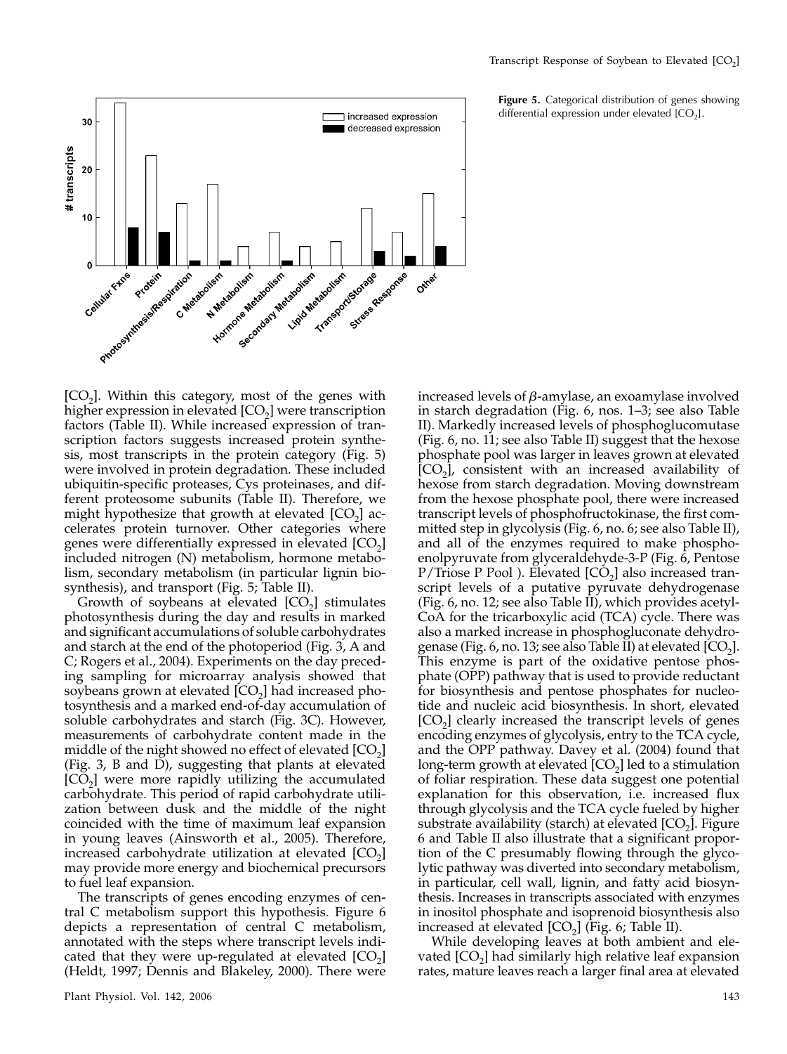**Figure 5.** Categorical distribution of genes showing differential expression under elevated [$CO_2$].

[$CO_2$]. Within this category, most of the genes with higher expression in elevated [$CO_2$] were transcription factors (Table II). While increased expression of transcription factors suggests increased protein synthesis, most transcripts in the protein category (Fig. 5) were involved in protein degradation. These included ubiquitin-specific proteases, Cys proteinases, and different proteosome subunits (Table II). Therefore, we might hypothesize that growth at elevated [$CO_2$] accelerates protein turnover. Other categories where genes were differentially expressed in elevated [$CO_2$] included nitrogen (N) metabolism, hormone metabolism, secondary metabolism (in particular lignin biosynthesis), and transport (Fig. 5; Table II).

Growth of soybeans at elevated [$CO_2$] stimulates photosynthesis during the day and results in marked and significant accumulations of soluble carbohydrates and starch at the end of the photoperiod (Fig. 3, A and C; Rogers et al., 2004). Experiments on the day preceding sampling for microarray analysis showed that soybeans grown at elevated [$CO_2$] had increased photosynthesis and a marked end-of-day accumulation of soluble carbohydrates and starch (Fig. 3C). However, measurements of carbohydrate content made in the middle of the night showed no effect of elevated [$CO_2$] (Fig. 3, B and D), suggesting that plants at elevated [$CO_2$] were more rapidly utilizing the accumulated carbohydrate. This period of rapid carbohydrate utilization between dusk and the middle of the night coincided with the time of maximum leaf expansion in young leaves (Ainsworth et al., 2005). Therefore, increased carbohydrate utilization at elevated [$CO_2$] may provide more energy and biochemical precursors to fuel leaf expansion.

The transcripts of genes encoding enzymes of central C metabolism support this hypothesis. Figure 6 depicts a representation of central C metabolism, annotated with the steps where transcript levels indicated that they were up-regulated at elevated [$CO_2$] (Heldt, 1997; Dennis and Blakeley, 2000). There were increased levels of $\beta$-amylase, an exoamylase involved in starch degradation (Fig. 6, nos. 1–3; see also Table II). Markedly increased levels of phosphoglucomutase (Fig. 6, no. 11; see also Table II) suggest that the hexose phosphate pool was larger in leaves grown at elevated [$CO_2$], consistent with an increased availability of hexose from starch degradation. Moving downstream from the hexose phosphate pool, there were increased transcript levels of phosphofructokinase, the first committed step in glycolysis (Fig. 6, no. 6; see also Table II), and all of the enzymes required to make phosphoenolpyruvate from glyceraldehyde-3-P (Fig. 6, Pentose P/Triose P Pool ). Elevated [$CO_2$] also increased transcript levels of a putative pyruvate dehydrogenase (Fig. 6, no. 12; see also Table II), which provides acetyl-CoA for the tricarboxylic acid (TCA) cycle. There was also a marked increase in phosphogluconate dehydrogenase (Fig. 6, no. 13; see also Table II) at elevated [$CO_2$]. This enzyme is part of the oxidative pentose phosphate (OPP) pathway that is used to provide reductant for biosynthesis and pentose phosphates for nucleotide and nucleic acid biosynthesis. In short, elevated [$CO_2$] clearly increased the transcript levels of genes encoding enzymes of glycolysis, entry to the TCA cycle, and the OPP pathway. Davey et al. (2004) found that long-term growth at elevated [$CO_2$] led to a stimulation of foliar respiration. These data suggest one potential explanation for this observation, i.e. increased flux through glycolysis and the TCA cycle fueled by higher substrate availability (starch) at elevated [$CO_2$]. Figure 6 and Table II also illustrate that a significant proportion of the C presumably flowing through the glycolytic pathway was diverted into secondary metabolism, in particular, cell wall, lignin, and fatty acid biosynthesis. Increases in transcripts associated with enzymes in inositol phosphate and isoprenoid biosynthesis also increased at elevated [$CO_2$] (Fig. 6; Table II).

While developing leaves at both ambient and elevated [$CO_2$] had similarly high relative leaf expansion rates, mature leaves reach a larger final area at elevated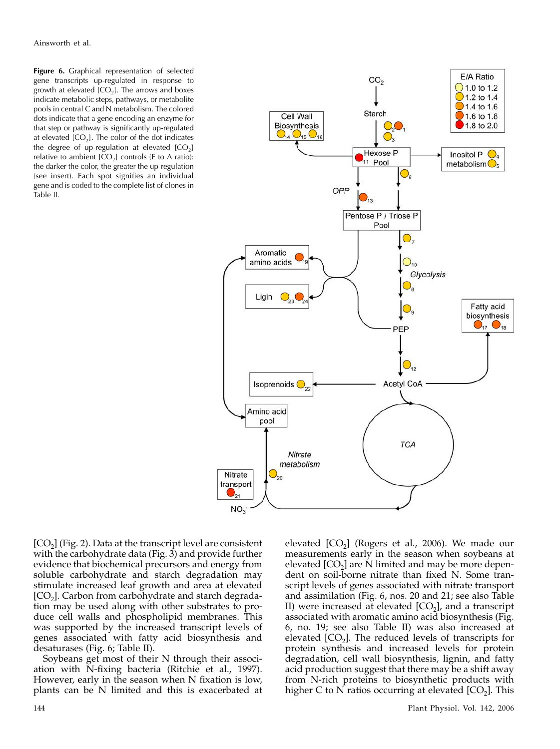**Figure 6.** Graphical representation of selected gene transcripts up-regulated in response to growth at elevated [$CO_2$]. The arrows and boxes indicate metabolic steps, pathways, or metabolite pools in central C and N metabolism. The colored dots indicate that a gene encoding an enzyme for that step or pathway is significantly up-regulated at elevated [$CO_2$]. The color of the dot indicates the degree of up-regulation at elevated [$CO_2$] relative to ambient [$CO_2$] controls (E to A ratio): the darker the color, the greater the up-regulation (see insert). Each spot signifies an individual gene and is coded to the complete list of clones in Table II.

[$CO_2$] (Fig. 2). Data at the transcript level are consistent with the carbohydrate data (Fig. 3) and provide further evidence that biochemical precursors and energy from soluble carbohydrate and starch degradation may stimulate increased leaf growth and area at elevated [$CO_2$]. Carbon from carbohydrate and starch degradation may be used along with other substrates to produce cell walls and phospholipid membranes. This was supported by the increased transcript levels of genes associated with fatty acid biosynthesis and desaturases (Fig. 6; Table II).

Soybeans get most of their N through their association with N-fixing bacteria (Ritchie et al., 1997). However, early in the season when N fixation is low, plants can be N limited and this is exacerbated at elevated [$CO_2$] (Rogers et al., 2006). We made our measurements early in the season when soybeans at elevated [$CO_2$] are N limited and may be more dependent on soil-borne nitrate than fixed N. Some transcript levels of genes associated with nitrate transport and assimilation (Fig. 6, nos. 20 and 21; see also Table II) were increased at elevated [$CO_2$], and a transcript associated with aromatic amino acid biosynthesis (Fig. 6, no. 19; see also Table II) was also increased at elevated [$CO_2$]. The reduced levels of transcripts for protein synthesis and increased levels for protein degradation, cell wall biosynthesis, lignin, and fatty acid production suggest that there may be a shift away from N-rich proteins to biosynthetic products with higher C to N ratios occurring at elevated [$CO_2$]. This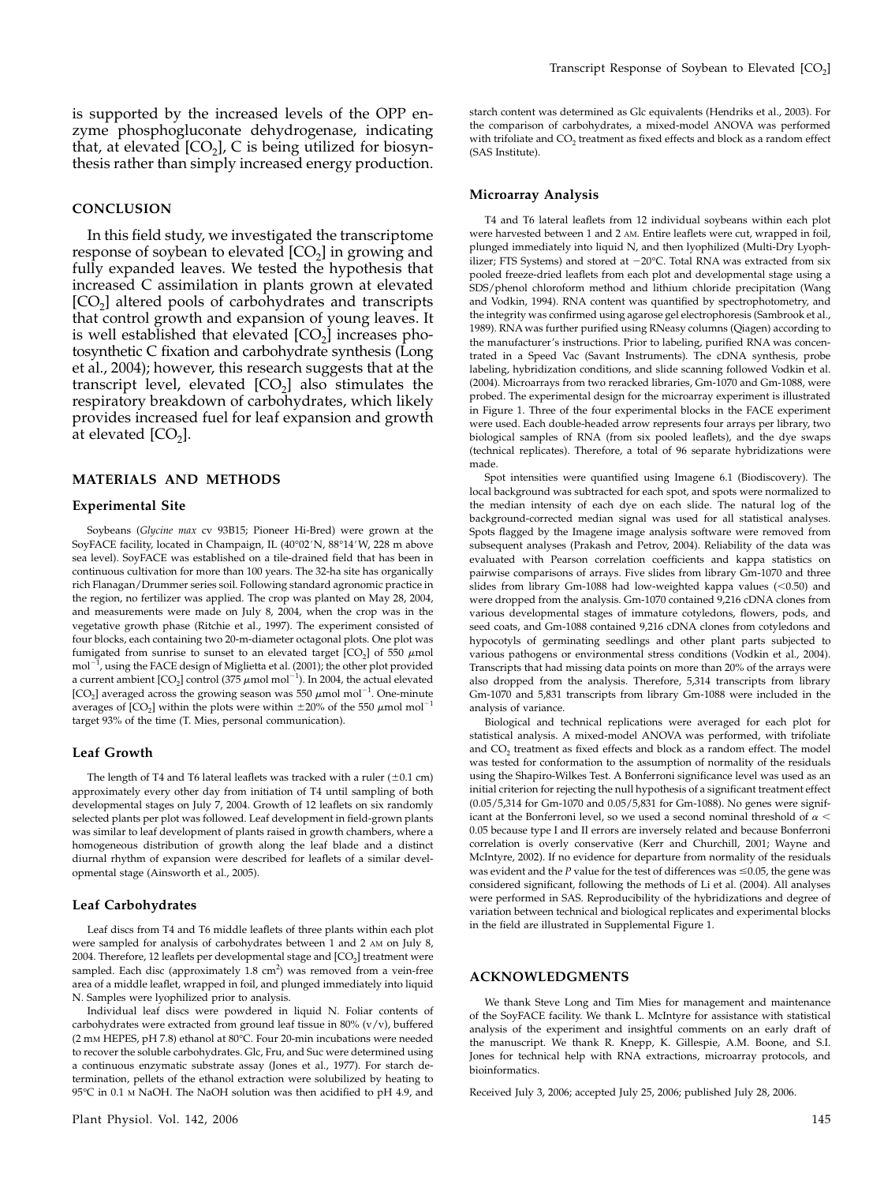is supported by the increased levels of the OPP enzyme phosphogluconate dehydrogenase, indicating that, at elevated [$CO_2$], C is being utilized for biosynthesis rather than simply increased energy production.

## CONCLUSION

In this field study, we investigated the transcriptome response of soybean to elevated [$CO_2$] in growing and fully expanded leaves. We tested the hypothesis that increased C assimilation in plants grown at elevated [$CO_2$] altered pools of carbohydrates and transcripts that control growth and expansion of young leaves. It is well established that elevated [$CO_2$] increases photosynthetic C fixation and carbohydrate synthesis (Long et al., 2004); however, this research suggests that at the transcript level, elevated [$CO_2$] also stimulates the respiratory breakdown of carbohydrates, which likely provides increased fuel for leaf expansion and growth at elevated [$CO_2$].

## MATERIALS AND METHODS

### Experimental Site

Soybeans (*Glycine max* cv 93B15; Pioneer Hi-Bred) were grown at the SoyFACE facility, located in Champaign, IL (40°02′N, 88°14′W, 228 m above sea level). SoyFACE was established on a tile-drained field that has been in continuous cultivation for more than 100 years. The 32-ha site has organically rich Flanagan/Drummer series soil. Following standard agronomic practice in the region, no fertilizer was applied. The crop was planted on May 28, 2004, and measurements were made on July 8, 2004, when the crop was in the vegetative growth phase (Ritchie et al., 1997). The experiment consisted of four blocks, each containing two 20-m-diameter octagonal plots. One plot was fumigated from sunrise to sunset to an elevated target [$CO_2$] of 550 $\mu$mol mol$^{-1}$, using the FACE design of Miglietta et al. (2001); the other plot provided a current ambient [$CO_2$] control (375 $\mu$mol mol$^{-1}$). In 2004, the actual elevated [$CO_2$] averaged across the growing season was 550 $\mu$mol mol$^{-1}$. One-minute averages of [$CO_2$] within the plots were within $\pm$20% of the 550 $\mu$mol mol$^{-1}$ target 93% of the time (T. Mies, personal communication).

### Leaf Growth

The length of T4 and T6 lateral leaflets was tracked with a ruler ($\pm$0.1 cm) approximately every other day from initiation of T4 until sampling of both developmental stages on July 7, 2004. Growth of 12 leaflets on six randomly selected plants per plot was followed. Leaf development in field-grown plants was similar to leaf development of plants raised in growth chambers, where a homogeneous distribution of growth along the leaf blade and a distinct diurnal rhythm of expansion were described for leaflets of a similar developmental stage (Ainsworth et al., 2005).

### Leaf Carbohydrates

Leaf discs from T4 and T6 middle leaflets of three plants within each plot were sampled for analysis of carbohydrates between 1 and 2 AM on July 8, 2004. Therefore, 12 leaflets per developmental stage and [$CO_2$] treatment were sampled. Each disc (approximately 1.8 cm$^2$) was removed from a vein-free area of a middle leaflet, wrapped in foil, and plunged immediately into liquid N. Samples were lyophilized prior to analysis.

Individual leaf discs were powdered in liquid N. Foliar contents of carbohydrates were extracted from ground leaf tissue in 80% (v/v), buffered (2 mM HEPES, pH 7.8) ethanol at 80°C. Four 20-min incubations were needed to recover the soluble carbohydrates. Glc, Fru, and Suc were determined using a continuous enzymatic substrate assay (Jones et al., 1977). For starch determination, pellets of the ethanol extraction were solubilized by heating to 95°C in 0.1 M NaOH. The NaOH solution was then acidified to pH 4.9, and starch content was determined as Glc equivalents (Hendriks et al., 2003). For the comparison of carbohydrates, a mixed-model ANOVA was performed with trifoliate and $CO_2$ treatment as fixed effects and block as a random effect (SAS Institute).

### Microarray Analysis

T4 and T6 lateral leaflets from 12 individual soybeans within each plot were harvested between 1 and 2 AM. Entire leaflets were cut, wrapped in foil, plunged immediately into liquid N, and then lyophilized (Multi-Dry Lyophilizer; FTS Systems) and stored at $-$20°C. Total RNA was extracted from six pooled freeze-dried leaflets from each plot and developmental stage using a SDS/phenol chloroform method and lithium chloride precipitation (Wang and Vodkin, 1994). RNA content was quantified by spectrophotometry, and the integrity was confirmed using agarose gel electrophoresis (Sambrook et al., 1989). RNA was further purified using RNeasy columns (Qiagen) according to the manufacturer's instructions. Prior to labeling, purified RNA was concentrated in a Speed Vac (Savant Instruments). The cDNA synthesis, probe labeling, hybridization conditions, and slide scanning followed Vodkin et al. (2004). Microarrays from two reracked libraries, Gm-1070 and Gm-1088, were probed. The experimental design for the microarray experiment is illustrated in Figure 1. Three of the four experimental blocks in the FACE experiment were used. Each double-headed arrow represents four arrays per library, two biological samples of RNA (from six pooled leaflets), and the dye swaps (technical replicates). Therefore, a total of 96 separate hybridizations were made.

Spot intensities were quantified using Imagene 6.1 (Biodiscovery). The local background was subtracted for each spot, and spots were normalized to the median intensity of each dye on each slide. The natural log of the background-corrected median signal was used for all statistical analyses. Spots flagged by the Imagene image analysis software were removed from subsequent analyses (Prakash and Petrov, 2004). Reliability of the data was evaluated with Pearson correlation coefficients and kappa statistics on pairwise comparisons of arrays. Five slides from library Gm-1070 and three slides from library Gm-1088 had low-weighted kappa values (<0.50) and were dropped from the analysis. Gm-1070 contained 9,216 cDNA clones from various developmental stages of immature cotyledons, flowers, pods, and seed coats, and Gm-1088 contained 9,216 cDNA clones from cotyledons and hypocotyls of germinating seedlings and other plant parts subjected to various pathogens or environmental stress conditions (Vodkin et al., 2004). Transcripts that had missing data points on more than 20% of the arrays were also dropped from the analysis. Therefore, 5,314 transcripts from library Gm-1070 and 5,831 transcripts from library Gm-1088 were included in the analysis of variance.

Biological and technical replications were averaged for each plot for statistical analysis. A mixed-model ANOVA was performed, with trifoliate and $CO_2$ treatment as fixed effects and block as a random effect. The model was tested for conformation to the assumption of normality of the residuals using the Shapiro-Wilkes Test. A Bonferroni significance level was used as an initial criterion for rejecting the null hypothesis of a significant treatment effect (0.05/5,314 for Gm-1070 and 0.05/5,831 for Gm-1088). No genes were significant at the Bonferroni level, so we used a second nominal threshold of $\alpha <$ 0.05 because type I and II errors are inversely related and because Bonferroni correlation is overly conservative (Kerr and Churchill, 2001; Wayne and McIntyre, 2002). If no evidence for departure from normality of the residuals was evident and the $P$ value for the test of differences was $\leq$0.05, the gene was considered significant, following the methods of Li et al. (2004). All analyses were performed in SAS. Reproducibility of the hybridizations and degree of variation between technical and biological replicates and experimental blocks in the field are illustrated in Supplemental Figure 1.

## ACKNOWLEDGMENTS

We thank Steve Long and Tim Mies for management and maintenance of the SoyFACE facility. We thank L. McIntyre for assistance with statistical analysis of the experiment and insightful comments on an early draft of the manuscript. We thank R. Knepp, K. Gillespie, A.M. Boone, and S.I. Jones for technical help with RNA extractions, microarray protocols, and bioinformatics.

Received July 3, 2006; accepted July 25, 2006; published July 28, 2006.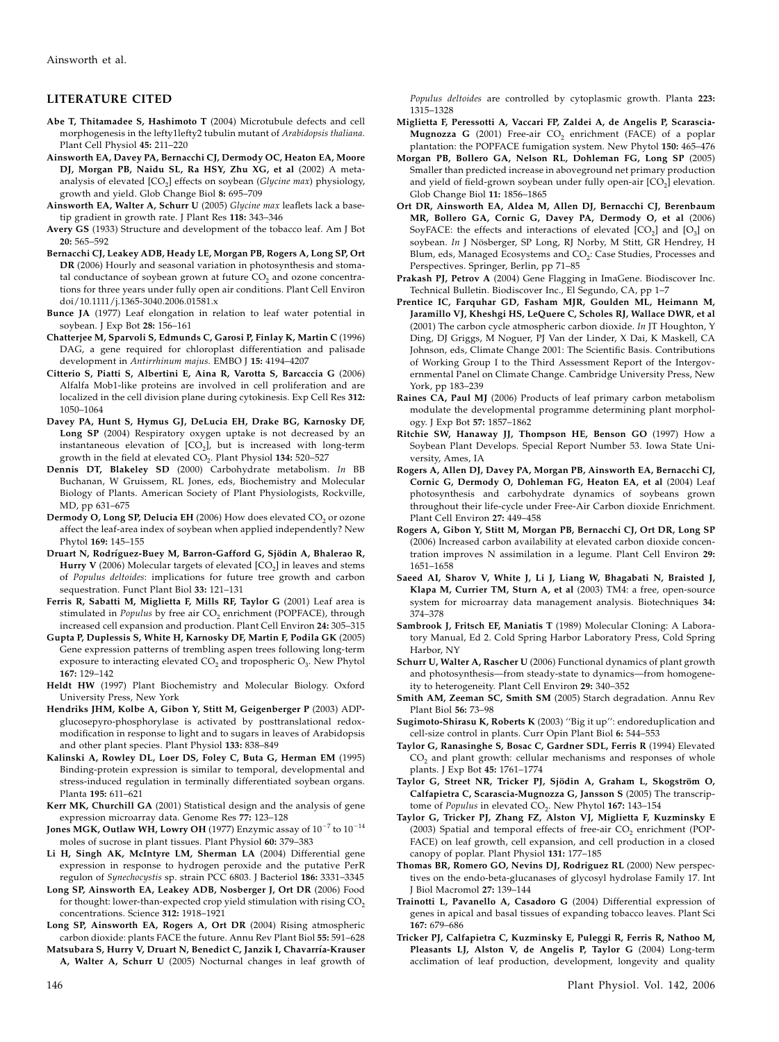## LITERATURE CITED

**Abe T, Thitamadee S, Hashimoto T** (2004) Microtubule defects and cell morphogenesis in the lefty1lefty2 tubulin mutant of *Arabidopsis thaliana.* Plant Cell Physiol **45:** 211–220

**Ainsworth EA, Davey PA, Bernacchi CJ, Dermody OC, Heaton EA, Moore DJ, Morgan PB, Naidu SL, Ra HSY, Zhu XG, et al** (2002) A meta-analysis of elevated [$CO_2$] effects on soybean (*Glycine max*) physiology, growth and yield. Glob Change Biol **8:** 695–709

**Ainsworth EA, Walter A, Schurr U** (2005) *Glycine max* leaflets lack a base-tip gradient in growth rate. J Plant Res **118:** 343–346

**Avery GS** (1933) Structure and development of the tobacco leaf. Am J Bot **20:** 565–592

**Bernacchi CJ, Leakey ADB, Heady LE, Morgan PB, Rogers A, Long SP, Ort DR** (2006) Hourly and seasonal variation in photosynthesis and stomatal conductance of soybean grown at future $CO_2$ and ozone concentrations for three years under fully open air conditions. Plant Cell Environ doi/10.1111/j.1365-3040.2006.01581.x

**Bunce JA** (1977) Leaf elongation in relation to leaf water potential in soybean. J Exp Bot **28:** 156–161

**Chatterjee M, Sparvoli S, Edmunds C, Garosi P, Finlay K, Martin C** (1996) DAG, a gene required for chloroplast differentiation and palisade development in *Antirrhinum majus.* EMBO J **15:** 4194–4207

**Citterio S, Piatti S, Albertini E, Aina R, Varotta S, Barcaccia G** (2006) Alfalfa Mob1-like proteins are involved in cell proliferation and are localized in the cell division plane during cytokinesis. Exp Cell Res **312:** 1050–1064

**Davey PA, Hunt S, Hymus GJ, DeLucia EH, Drake BG, Karnosky DF, Long SP** (2004) Respiratory oxygen uptake is not decreased by an instantaneous elevation of [$CO_2$], but is increased with long-term growth in the field at elevated $CO_2$. Plant Physiol **134:** 520–527

**Dennis DT, Blakeley SD** (2000) Carbohydrate metabolism. *In* BB Buchanan, W Gruissem, RL Jones, eds, Biochemistry and Molecular Biology of Plants. American Society of Plant Physiologists, Rockville, MD, pp 631–675

**Dermody O, Long SP, Delucia EH** (2006) How does elevated $CO_2$ or ozone affect the leaf-area index of soybean when applied independently? New Phytol **169:** 145–155

**Druart N, Rodríguez-Buey M, Barron-Gafford G, Sjödin A, Bhalerao R, Hurry V** (2006) Molecular targets of elevated [$CO_2$] in leaves and stems of *Populus deltoides*: implications for future tree growth and carbon sequestration. Funct Plant Biol **33:** 121–131

**Ferris R, Sabatti M, Miglietta F, Mills RF, Taylor G** (2001) Leaf area is stimulated in *Populus* by free air $CO_2$ enrichment (POPFACE), through increased cell expansion and production. Plant Cell Environ **24:** 305–315

**Gupta P, Duplessis S, White H, Karnosky DF, Martin F, Podila GK** (2005) Gene expression patterns of trembling aspen trees following long-term exposure to interacting elevated $CO_2$ and tropospheric $O_3$. New Phytol **167:** 129–142

**Heldt HW** (1997) Plant Biochemistry and Molecular Biology. Oxford University Press, New York

**Hendriks JHM, Kolbe A, Gibon Y, Stitt M, Geigenberger P** (2003) ADP-glucosepyro-phosphorylase is activated by posttranslational redox-modification in response to light and to sugars in leaves of Arabidopsis and other plant species. Plant Physiol **133:** 838–849

**Kalinski A, Rowley DL, Loer DS, Foley C, Buta G, Herman EM** (1995) Binding-protein expression is similar to temporal, developmental and stress-induced regulation in terminally differentiated soybean organs. Planta **195:** 611–621

**Kerr MK, Churchill GA** (2001) Statistical design and the analysis of gene expression microarray data. Genome Res **77:** 123–128

**Jones MGK, Outlaw WH, Lowry OH** (1977) Enzymic assay of $10^{-7}$ to $10^{-14}$ moles of sucrose in plant tissues. Plant Physiol **60:** 379–383

**Li H, Singh AK, McIntyre LM, Sherman LA** (2004) Differential gene expression in response to hydrogen peroxide and the putative PerR regulon of *Synechocystis* sp. strain PCC 6803. J Bacteriol **186:** 3331–3345

**Long SP, Ainsworth EA, Leakey ADB, Nosberger J, Ort DR** (2006) Food for thought: lower-than-expected crop yield stimulation with rising $CO_2$ concentrations. Science **312:** 1918–1921

**Long SP, Ainsworth EA, Rogers A, Ort DR** (2004) Rising atmospheric carbon dioxide: plants FACE the future. Annu Rev Plant Biol **55:** 591–628

**Matsubara S, Hurry V, Druart N, Benedict C, Janzik I, Chavarría-Krauser A, Walter A, Schurr U** (2005) Nocturnal changes in leaf growth of *Populus deltoides* are controlled by cytoplasmic growth. Planta **223:** 1315–1328

**Miglietta F, Peressotti A, Vaccari FP, Zaldei A, de Angelis P, Scarascia-Mugnozza G** (2001) Free-air $CO_2$ enrichment (FACE) of a poplar plantation: the POPFACE fumigation system. New Phytol **150:** 465–476

**Morgan PB, Bollero GA, Nelson RL, Dohleman FG, Long SP** (2005) Smaller than predicted increase in aboveground net primary production and yield of field-grown soybean under fully open-air [$CO_2$] elevation. Glob Change Biol **11:** 1856–1865

**Ort DR, Ainsworth EA, Aldea M, Allen DJ, Bernacchi CJ, Berenbaum MR, Bollero GA, Cornic G, Davey PA, Dermody O, et al** (2006) SoyFACE: the effects and interactions of elevated [$CO_2$] and [$O_3$] on soybean. *In* J Nösberger, SP Long, RJ Norby, M Stitt, GR Hendrey, H Blum, eds, Managed Ecosystems and $CO_2$: Case Studies, Processes and Perspectives. Springer, Berlin, pp 71–85

**Prakash PJ, Petrov A** (2004) Gene Flagging in ImaGene. Biodiscover Inc. Technical Bulletin. Biodiscover Inc., El Segundo, CA, pp 1–7

**Prentice IC, Farquhar GD, Fasham MJR, Goulden ML, Heimann M, Jaramillo VJ, Kheshgi HS, LeQuere C, Scholes RJ, Wallace DWR, et al** (2001) The carbon cycle atmospheric carbon dioxide. *In* JT Houghton, Y Ding, DJ Griggs, M Noguer, PJ Van der Linder, X Dai, K Maskell, CA Johnson, eds, Climate Change 2001: The Scientific Basis. Contributions of Working Group I to the Third Assessment Report of the Intergovernmental Panel on Climate Change. Cambridge University Press, New York, pp 183–239

**Raines CA, Paul MJ** (2006) Products of leaf primary carbon metabolism modulate the developmental programme determining plant morphology. J Exp Bot **57:** 1857–1862

**Ritchie SW, Hanaway JJ, Thompson HE, Benson GO** (1997) How a Soybean Plant Develops. Special Report Number 53. Iowa State University, Ames, IA

**Rogers A, Allen DJ, Davey PA, Morgan PB, Ainsworth EA, Bernacchi CJ, Cornic G, Dermody O, Dohleman FG, Heaton EA, et al** (2004) Leaf photosynthesis and carbohydrate dynamics of soybeans grown throughout their life-cycle under Free-Air Carbon dioxide Enrichment. Plant Cell Environ **27:** 449–458

**Rogers A, Gibon Y, Stitt M, Morgan PB, Bernacchi CJ, Ort DR, Long SP** (2006) Increased carbon availability at elevated carbon dioxide concentration improves N assimilation in a legume. Plant Cell Environ **29:** 1651–1658

**Saeed AI, Sharov V, White J, Li J, Liang W, Bhagabati N, Braisted J, Klapa M, Currier TM, Sturn A, et al** (2003) TM4: a free, open-source system for microarray data management analysis. Biotechniques **34:** 374–378

**Sambrook J, Fritsch EF, Maniatis T** (1989) Molecular Cloning: A Laboratory Manual, Ed 2. Cold Spring Harbor Laboratory Press, Cold Spring Harbor, NY

**Schurr U, Walter A, Rascher U** (2006) Functional dynamics of plant growth and photosynthesis—from steady-state to dynamics—from homogeneity to heterogeneity. Plant Cell Environ **29:** 340–352

**Smith AM, Zeeman SC, Smith SM** (2005) Starch degradation. Annu Rev Plant Biol **56:** 73–98

**Sugimoto-Shirasu K, Roberts K** (2003) ''Big it up'': endoreduplication and cell-size control in plants. Curr Opin Plant Biol **6:** 544–553

**Taylor G, Ranasinghe S, Bosac C, Gardner SDL, Ferris R** (1994) Elevated $CO_2$ and plant growth: cellular mechanisms and responses of whole plants. J Exp Bot **45:** 1761–1774

**Taylor G, Street NR, Tricker PJ, Sjödin A, Graham L, Skogström O, Calfapietra C, Scarascia-Mugnozza G, Jansson S** (2005) The transcriptome of *Populus* in elevated $CO_2$. New Phytol **167:** 143–154

**Taylor G, Tricker PJ, Zhang FZ, Alston VJ, Miglietta F, Kuzminsky E** (2003) Spatial and temporal effects of free-air $CO_2$ enrichment (POPFACE) on leaf growth, cell expansion, and cell production in a closed canopy of poplar. Plant Physiol **131:** 177–185

**Thomas BR, Romero GO, Nevins DJ, Rodriguez RL** (2000) New perspectives on the endo-beta-glucanases of glycosyl hydrolase Family 17. Int J Biol Macromol **27:** 139–144

**Trainotti L, Pavanello A, Casadoro G** (2004) Differential expression of genes in apical and basal tissues of expanding tobacco leaves. Plant Sci **167:** 679–686

**Tricker PJ, Calfapietra C, Kuzminsky E, Puleggi R, Ferris R, Nathoo M, Pleasants LJ, Alston V, de Angelis P, Taylor G** (2004) Long-term acclimation of leaf production, development, longevity and quality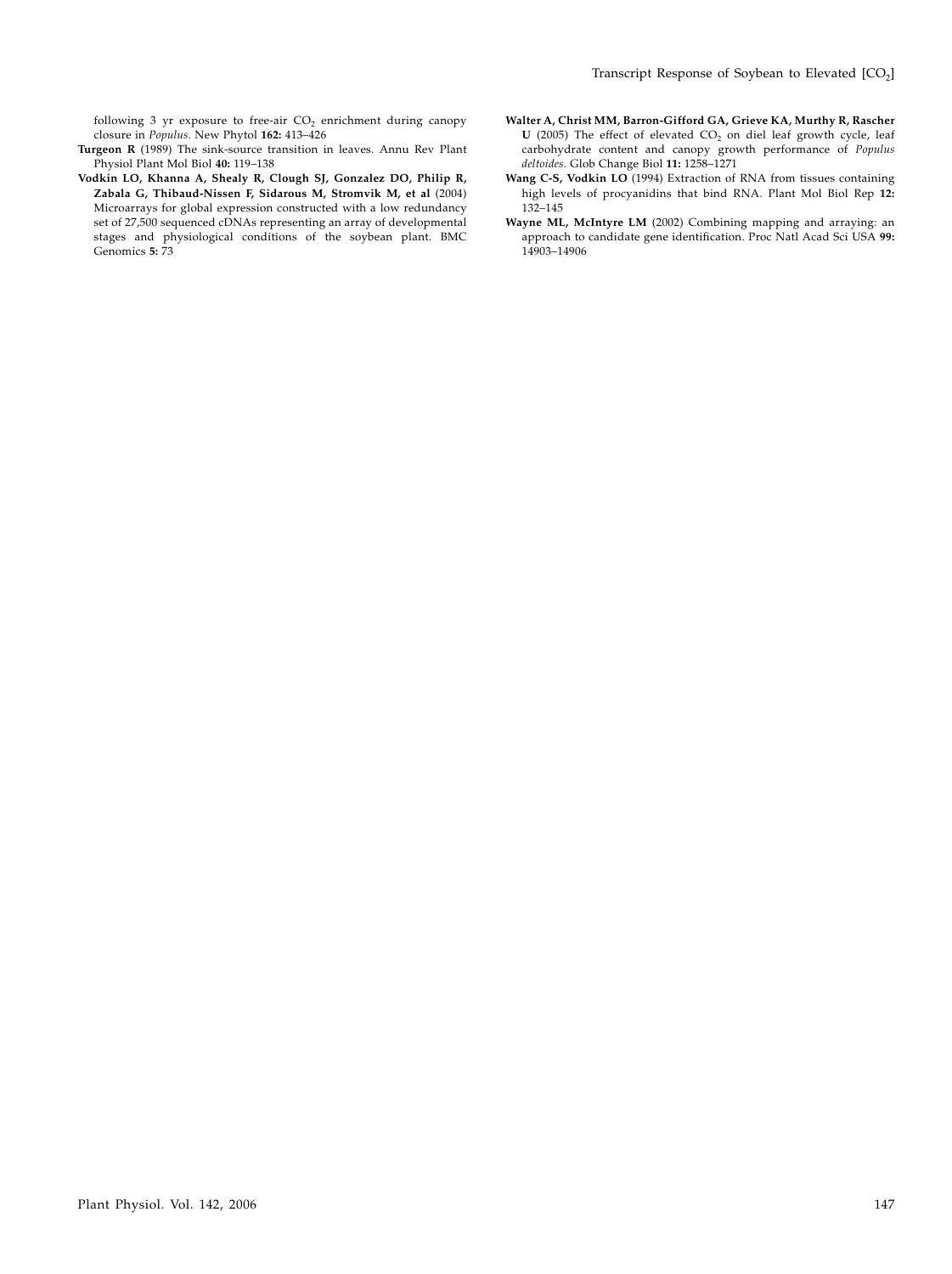following 3 yr exposure to free-air $CO_2$ enrichment during canopy closure in *Populus*. New Phytol **162:** 413–426

**Turgeon R** (1989) The sink-source transition in leaves. Annu Rev Plant Physiol Plant Mol Biol **40:** 119–138

**Vodkin LO, Khanna A, Shealy R, Clough SJ, Gonzalez DO, Philip R, Zabala G, Thibaud-Nissen F, Sidarous M, Stromvik M, et al** (2004) Microarrays for global expression constructed with a low redundancy set of 27,500 sequenced cDNAs representing an array of developmental stages and physiological conditions of the soybean plant. BMC Genomics **5:** 73

**Walter A, Christ MM, Barron-Gifford GA, Grieve KA, Murthy R, Rascher U** (2005) The effect of elevated $CO_2$ on diel leaf growth cycle, leaf carbohydrate content and canopy growth performance of *Populus deltoides*. Glob Change Biol **11:** 1258–1271

**Wang C-S, Vodkin LO** (1994) Extraction of RNA from tissues containing high levels of procyanidins that bind RNA. Plant Mol Biol Rep **12:** 132–145

**Wayne ML, McIntyre LM** (2002) Combining mapping and arraying: an approach to candidate gene identification. Proc Natl Acad Sci USA **99:** 14903–14906